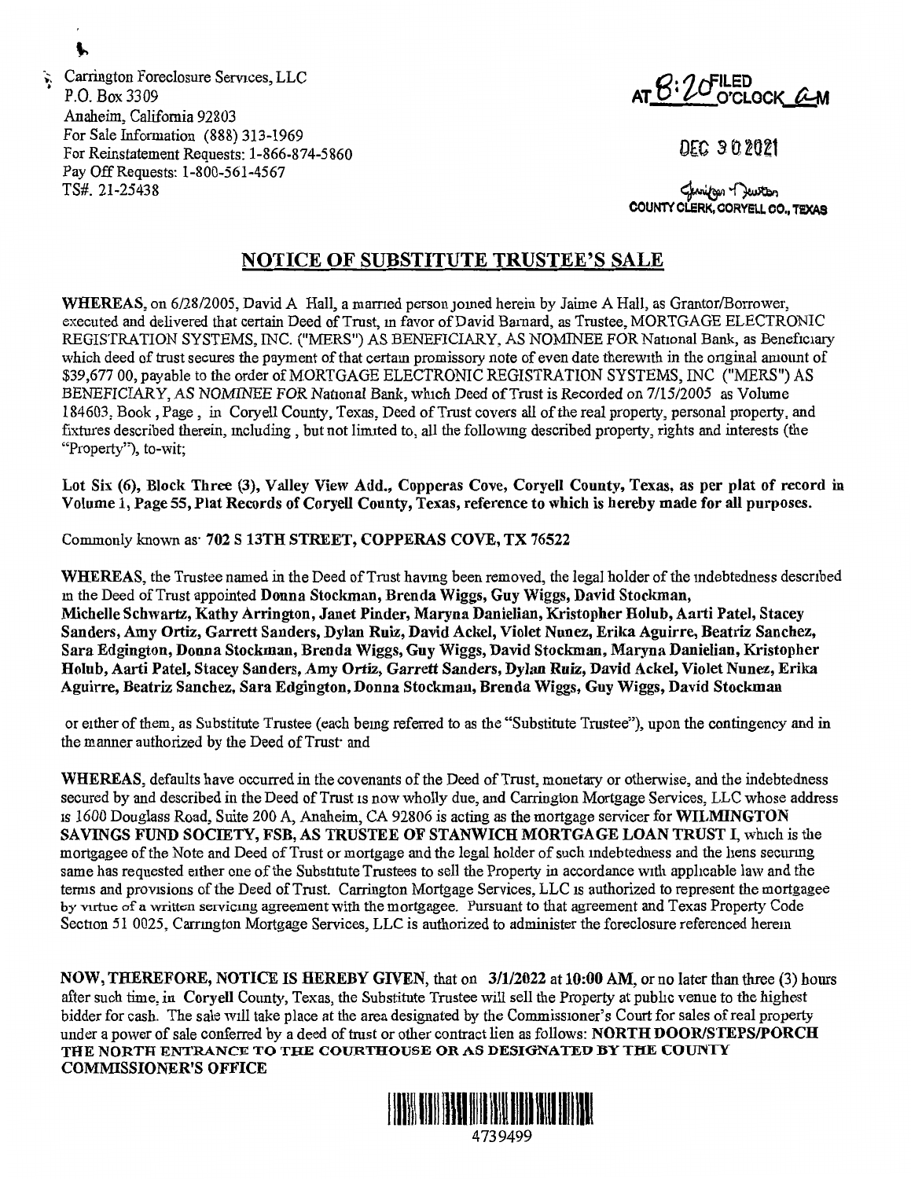Carrington Foreclosure Services, LLC
P.O. Box 3309
Anaheim, California 92803
For Sale Information (888) 313-1969
For Reinstatement Requests: 1-866-874-5860
Pay Off Requests: 1-800-561-4567
TS#. 21-25438

FILED
AT 8:20 O'CLOCK A M

DEC 30 2021

COUNTY CLERK, CORYELL CO., TEXAS

## NOTICE OF SUBSTITUTE TRUSTEE'S SALE

**WHEREAS**, on 6/28/2005, David A Hall, a married person joined herein by Jaime A Hall, as Grantor/Borrower, executed and delivered that certain Deed of Trust, in favor of David Barnard, as Trustee, MORTGAGE ELECTRONIC REGISTRATION SYSTEMS, INC. ("MERS") AS BENEFICIARY, AS NOMINEE FOR National Bank, as Beneficiary which deed of trust secures the payment of that certain promissory note of even date therewith in the original amount of $39,677 00, payable to the order of MORTGAGE ELECTRONIC REGISTRATION SYSTEMS, INC ("MERS") AS BENEFICIARY, AS NOMINEE FOR National Bank, which Deed of Trust is Recorded on 7/15/2005 as Volume 184603, Book , Page , in Coryell County, Texas, Deed of Trust covers all of the real property, personal property, and fixtures described therein, including , but not limited to, all the following described property, rights and interests (the "Property"), to-wit;

**Lot Six (6), Block Three (3), Valley View Add., Copperas Cove, Coryell County, Texas, as per plat of record in Volume 1, Page 55, Plat Records of Coryell County, Texas, reference to which is hereby made for all purposes.**

Commonly known as· **702 S 13TH STREET, COPPERAS COVE, TX 76522**

**WHEREAS**, the Trustee named in the Deed of Trust having been removed, the legal holder of the indebtedness described in the Deed of Trust appointed **Donna Stockman, Brenda Wiggs, Guy Wiggs, David Stockman, Michelle Schwartz, Kathy Arrington, Janet Pinder, Maryna Danielian, Kristopher Holub, Aarti Patel, Stacey Sanders, Amy Ortiz, Garrett Sanders, Dylan Ruiz, David Ackel, Violet Nunez, Erika Aguirre, Beatriz Sanchez, Sara Edgington, Donna Stockman, Brenda Wiggs, Guy Wiggs, David Stockman, Maryna Danielian, Kristopher Holub, Aarti Patel, Stacey Sanders, Amy Ortiz, Garrett Sanders, Dylan Ruiz, David Ackel, Violet Nunez, Erika Aguirre, Beatriz Sanchez, Sara Edgington, Donna Stockman, Brenda Wiggs, Guy Wiggs, David Stockman**

or either of them, as Substitute Trustee (each being referred to as the "Substitute Trustee"), upon the contingency and in the manner authorized by the Deed of Trust· and

**WHEREAS**, defaults have occurred in the covenants of the Deed of Trust, monetary or otherwise, and the indebtedness secured by and described in the Deed of Trust is now wholly due, and Carrington Mortgage Services, LLC whose address is 1600 Douglass Road, Suite 200 A, Anaheim, CA 92806 is acting as the mortgage servicer for **WILMINGTON SAVINGS FUND SOCIETY, FSB, AS TRUSTEE OF STANWICH MORTGAGE LOAN TRUST I**, which is the mortgagee of the Note and Deed of Trust or mortgage and the legal holder of such indebtedness and the liens securing same has requested either one of the Substitute Trustees to sell the Property in accordance with applicable law and the terms and provisions of the Deed of Trust. Carrington Mortgage Services, LLC is authorized to represent the mortgagee by virtue of a written servicing agreement with the mortgagee. Pursuant to that agreement and Texas Property Code Section 51 0025, Carrington Mortgage Services, LLC is authorized to administer the foreclosure referenced herein

**NOW, THEREFORE, NOTICE IS HEREBY GIVEN**, that on **3/1/2022** at **10:00 AM**, or no later than three (3) hours after such time, in **Coryell** County, Texas, the Substitute Trustee will sell the Property at public venue to the highest bidder for cash. The sale will take place at the area designated by the Commissioner's Court for sales of real property under a power of sale conferred by a deed of trust or other contract lien as follows: **NORTH DOOR/STEPS/PORCH THE NORTH ENTRANCE TO THE COURTHOUSE OR AS DESIGNATED BY THE COUNTY COMMISSIONER'S OFFICE**

4739499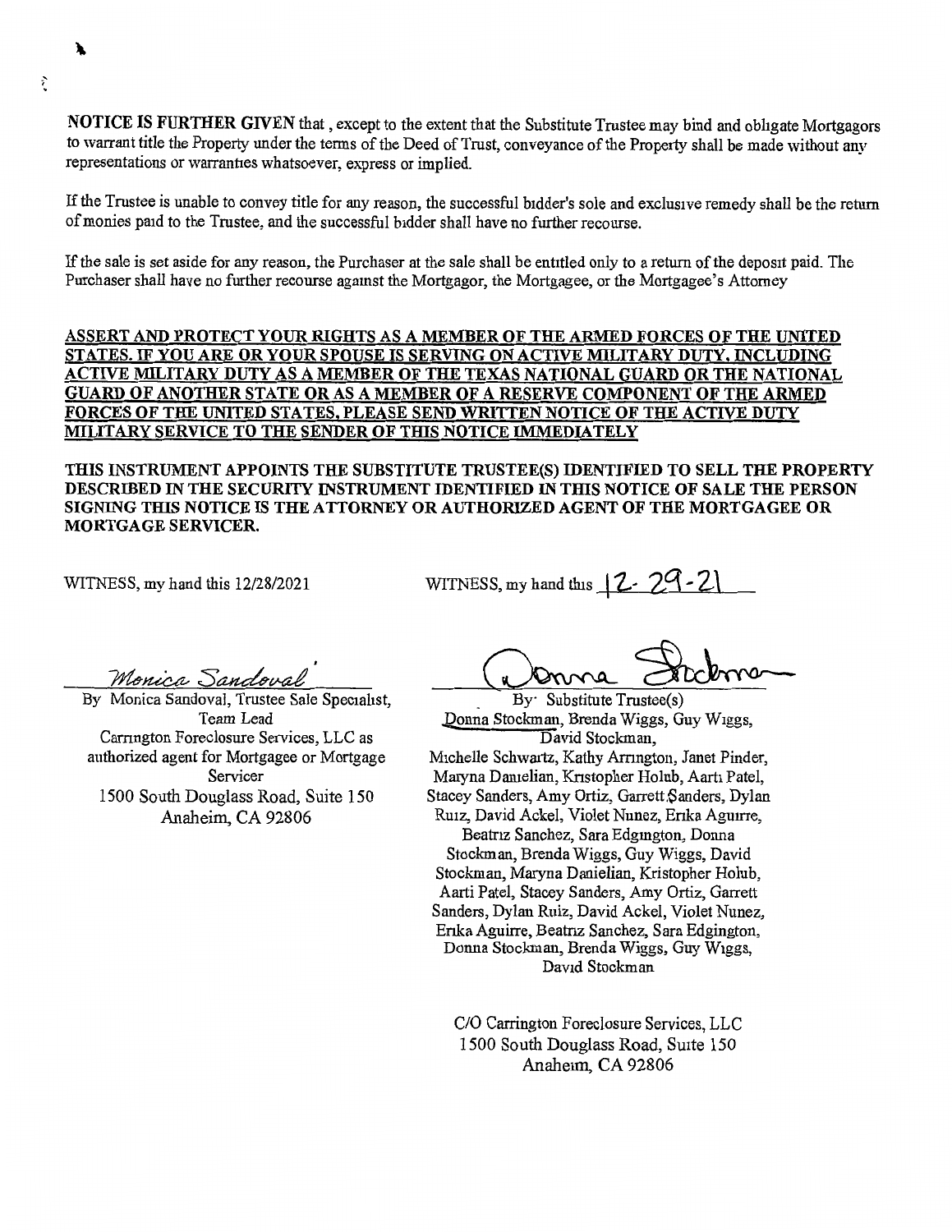**NOTICE IS FURTHER GIVEN** that, except to the extent that the Substitute Trustee may bind and obligate Mortgagors to warrant title the Property under the terms of the Deed of Trust, conveyance of the Property shall be made without any representations or warranties whatsoever, express or implied.

If the Trustee is unable to convey title for any reason, the successful bidder's sole and exclusive remedy shall be the return of monies paid to the Trustee, and the successful bidder shall have no further recourse.

If the sale is set aside for any reason, the Purchaser at the sale shall be entitled only to a return of the deposit paid. The Purchaser shall have no further recourse against the Mortgagor, the Mortgagee, or the Mortgagee's Attorney

**ASSERT AND PROTECT YOUR RIGHTS AS A MEMBER OF THE ARMED FORCES OF THE UNITED STATES. IF YOU ARE OR YOUR SPOUSE IS SERVING ON ACTIVE MILITARY DUTY, INCLUDING ACTIVE MILITARY DUTY AS A MEMBER OF THE TEXAS NATIONAL GUARD OR THE NATIONAL GUARD OF ANOTHER STATE OR AS A MEMBER OF A RESERVE COMPONENT OF THE ARMED FORCES OF THE UNITED STATES, PLEASE SEND WRITTEN NOTICE OF THE ACTIVE DUTY MILITARY SERVICE TO THE SENDER OF THIS NOTICE IMMEDIATELY**

**THIS INSTRUMENT APPOINTS THE SUBSTITUTE TRUSTEE(S) IDENTIFIED TO SELL THE PROPERTY DESCRIBED IN THE SECURITY INSTRUMENT IDENTIFIED IN THIS NOTICE OF SALE THE PERSON SIGNING THIS NOTICE IS THE ATTORNEY OR AUTHORIZED AGENT OF THE MORTGAGEE OR MORTGAGE SERVICER.**

WITNESS, my hand this 12/28/2021

*Monica Sandoval*

By Monica Sandoval, Trustee Sale Specialist, Team Lead
Carrington Foreclosure Services, LLC as authorized agent for Mortgagee or Mortgage Servicer
1500 South Douglass Road, Suite 150
Anaheim, CA 92806

WITNESS, my hand this 12-29-21

*Donna Stockman*

By: Substitute Trustee(s)
Donna Stockman, Brenda Wiggs, Guy Wiggs, David Stockman, Michelle Schwartz, Kathy Arrington, Janet Pinder, Maryna Danielian, Kristopher Holub, Aarti Patel, Stacey Sanders, Amy Ortiz, Garrett Sanders, Dylan Ruiz, David Ackel, Violet Nunez, Erika Aguirre, Beatriz Sanchez, Sara Edgington, Donna Stockman, Brenda Wiggs, Guy Wiggs, David Stockman, Maryna Danielian, Kristopher Holub, Aarti Patel, Stacey Sanders, Amy Ortiz, Garrett Sanders, Dylan Ruiz, David Ackel, Violet Nunez, Erika Aguirre, Beatriz Sanchez, Sara Edgington, Donna Stockman, Brenda Wiggs, Guy Wiggs, David Stockman

C/O Carrington Foreclosure Services, LLC
1500 South Douglass Road, Suite 150
Anaheim, CA 92806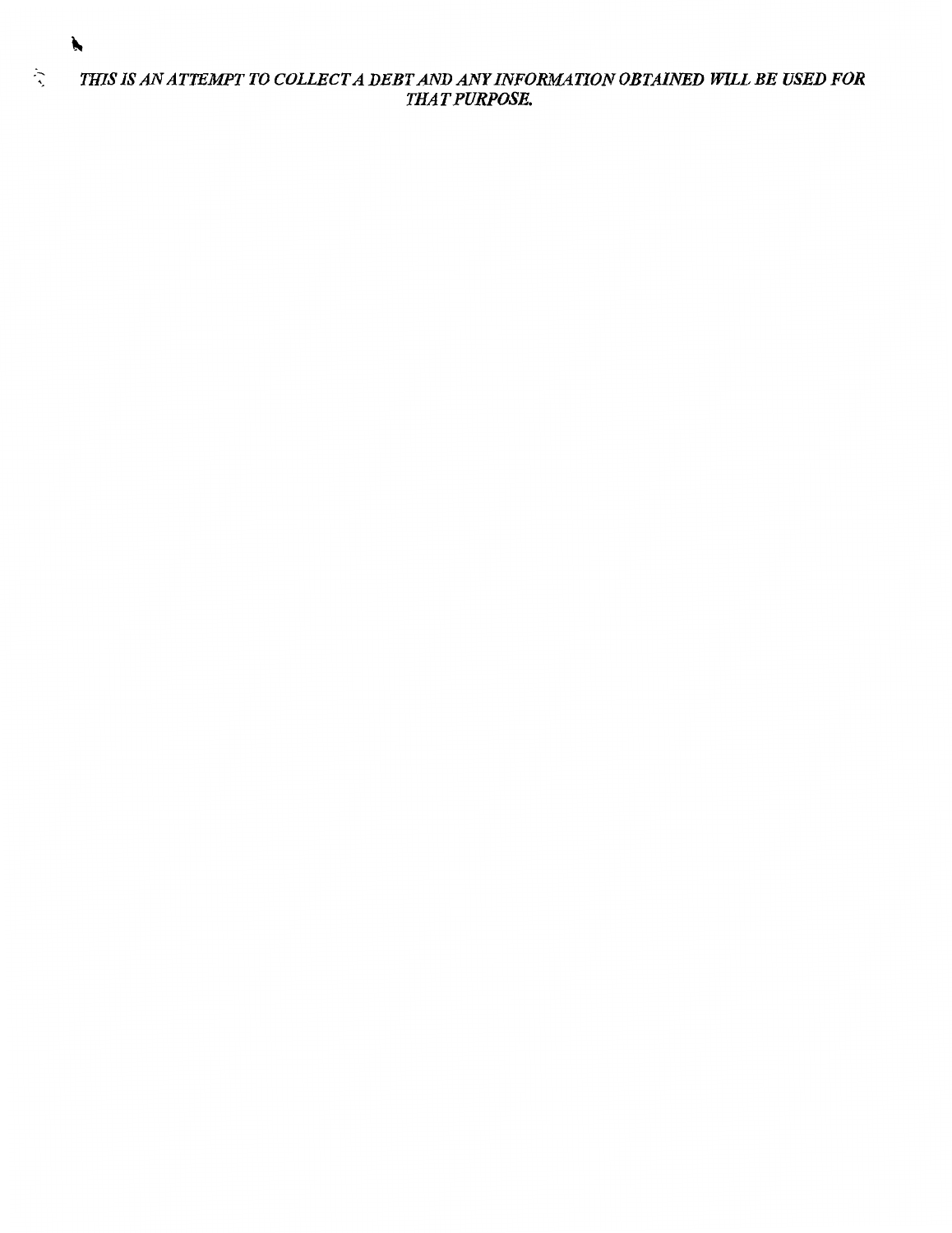*THIS IS AN ATTEMPT TO COLLECT A DEBT AND ANY INFORMATION OBTAINED WILL BE USED FOR THAT PURPOSE.*